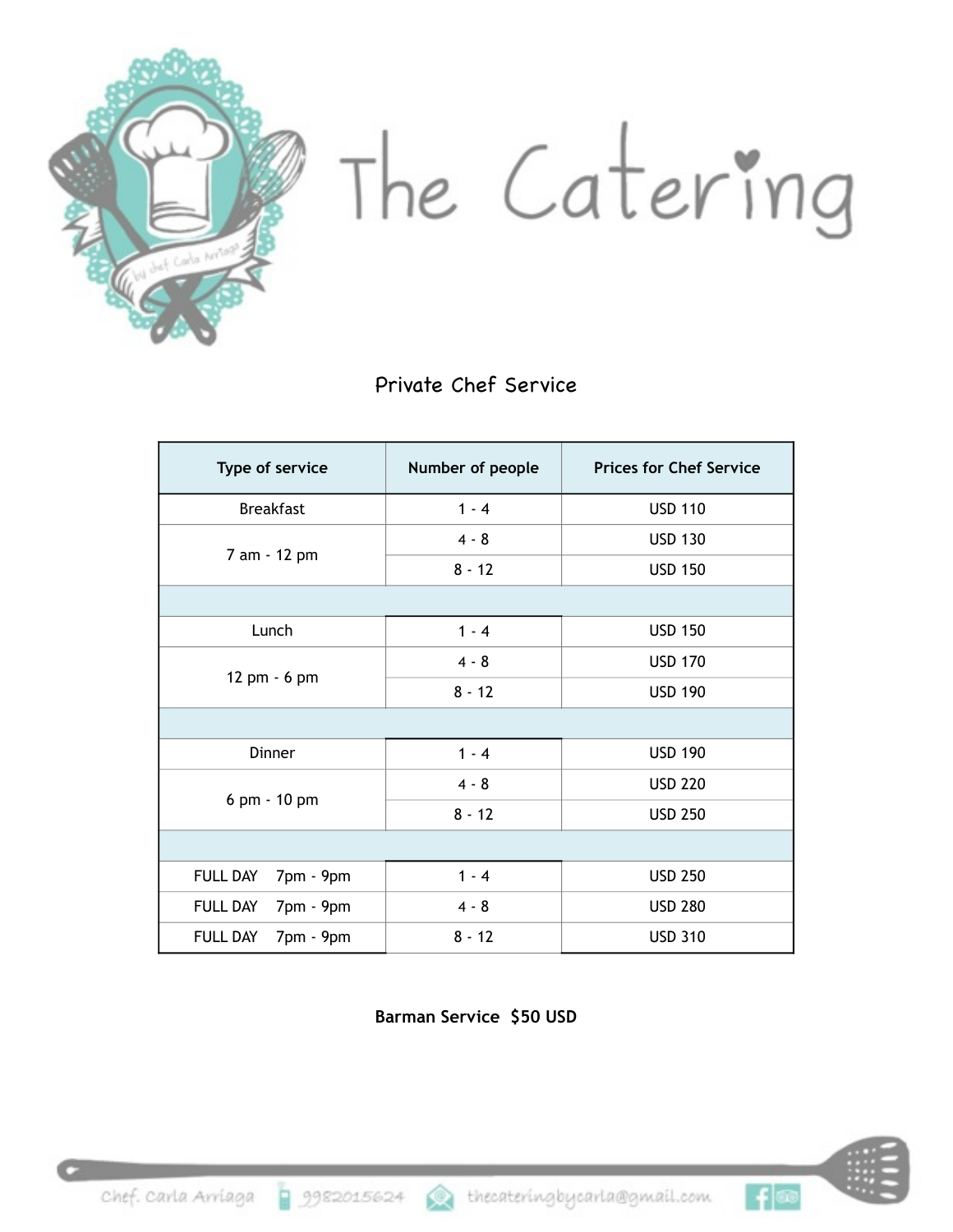# The Catering

## Private Chef Service

| Type of service | Number of people | Prices for Chef Service |
|---|---|---|
| Breakfast | 1 - 4 | USD 110 |
| 7 am - 12 pm | 4 - 8 | USD 130 |
| | 8 - 12 | USD 150 |
| | | |
| Lunch | 1 - 4 | USD 150 |
| 12 pm - 6 pm | 4 - 8 | USD 170 |
| | 8 - 12 | USD 190 |
| | | |
| Dinner | 1 - 4 | USD 190 |
| 6 pm - 10 pm | 4 - 8 | USD 220 |
| | 8 - 12 | USD 250 |
| | | |
| FULL DAY 7pm - 9pm | 1 - 4 | USD 250 |
| FULL DAY 7pm - 9pm | 4 - 8 | USD 280 |
| FULL DAY 7pm - 9pm | 8 - 12 | USD 310 |

**Barman Service $50 USD**

Chef. Carla Arriaga 9982015624 thecateringbycarla@gmail.com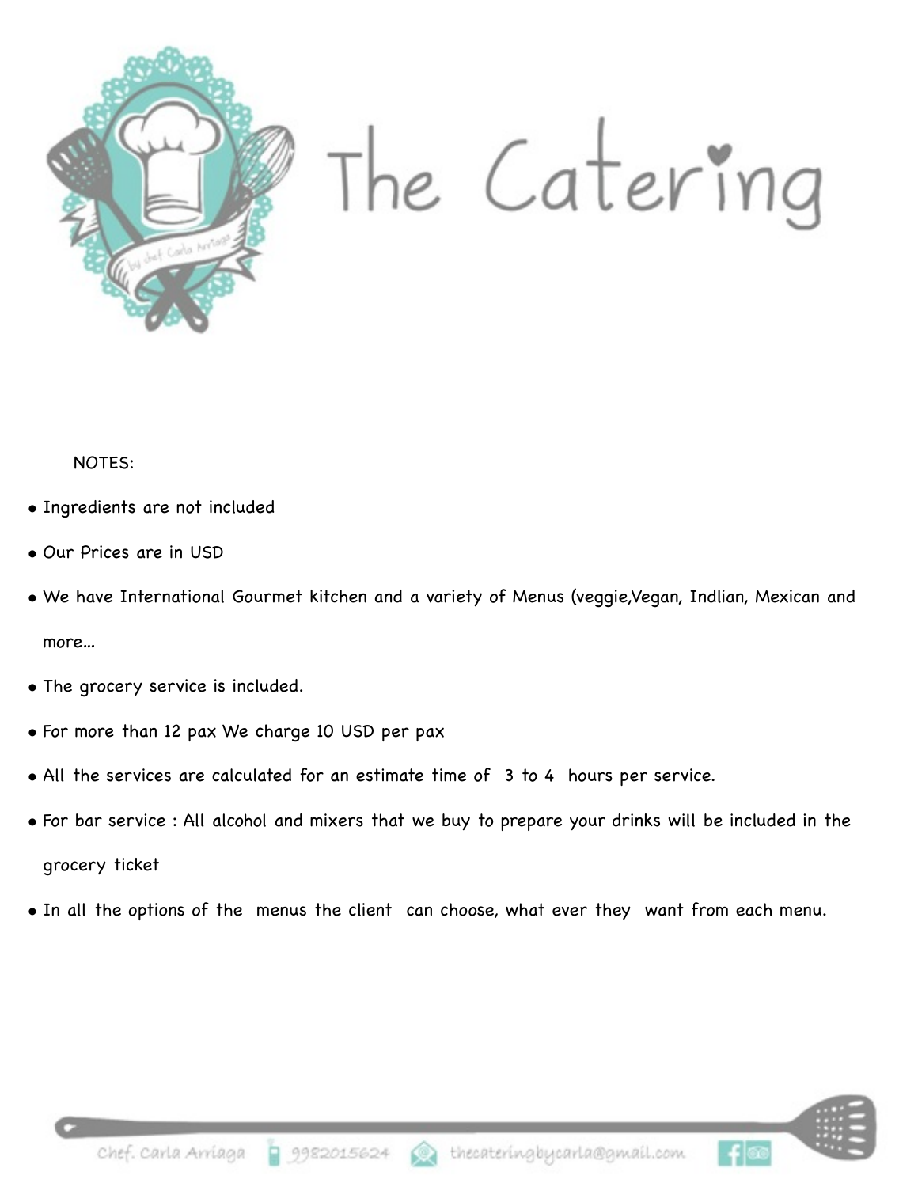# The Catering

NOTES:

- Ingredients are not included
- Our Prices are in USD
- We have International Gourmet kitchen and a variety of Menus (veggie,Vegan, Indlian, Mexican and more...
- The grocery service is included.
- For more than 12 pax We charge 10 USD per pax
- All the services are calculated for an estimate time of 3 to 4 hours per service.
- For bar service : All alcohol and mixers that we buy to prepare your drinks will be included in the grocery ticket
- In all the options of the menus the client can choose, what ever they want from each menu.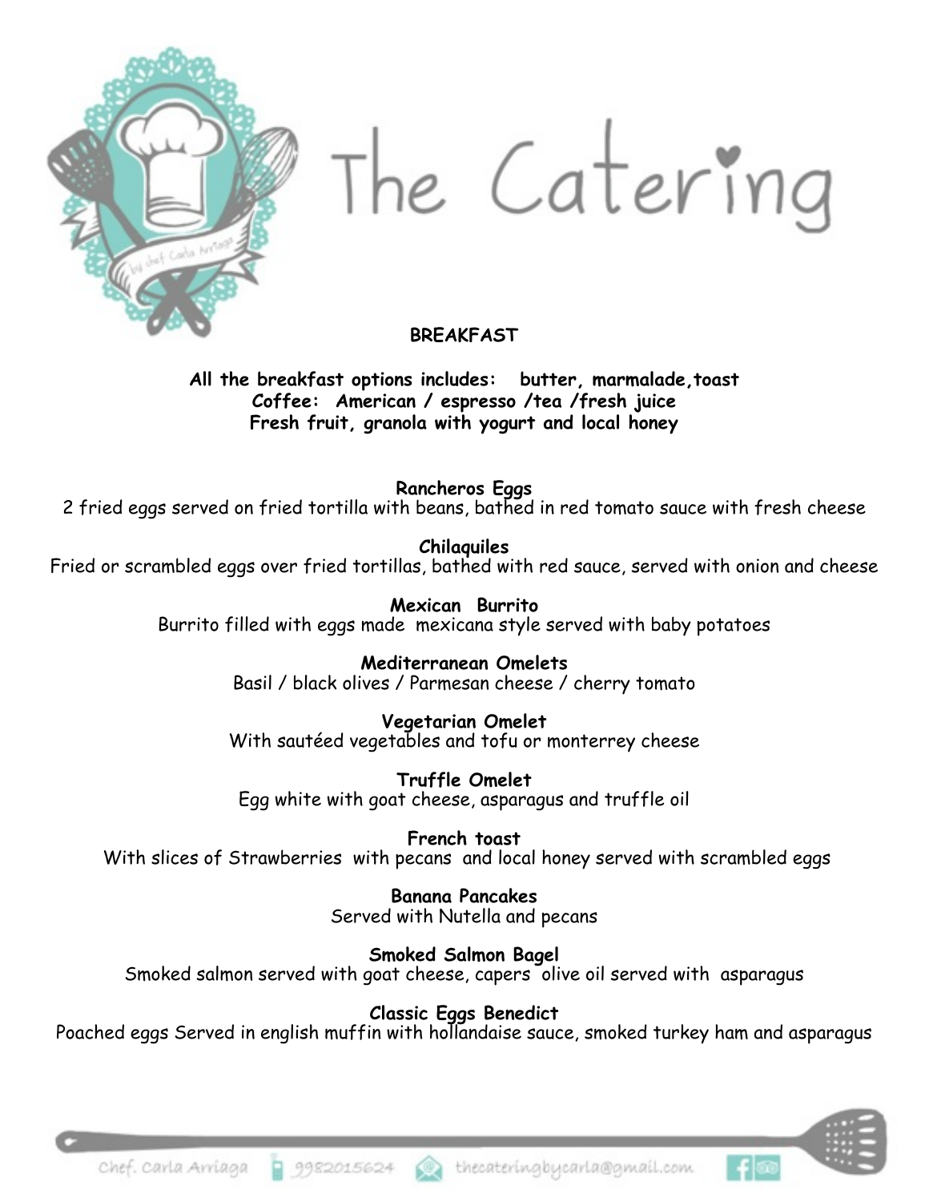# The Catering

## BREAKFAST

**All the breakfast options includes: butter, marmalade,toast**
**Coffee: American / espresso /tea /fresh juice**
**Fresh fruit, granola with yogurt and local honey**

**Rancheros Eggs**
2 fried eggs served on fried tortilla with beans, bathed in red tomato sauce with fresh cheese

**Chilaquiles**
Fried or scrambled eggs over fried tortillas, bathed with red sauce, served with onion and cheese

**Mexican Burrito**
Burrito filled with eggs made mexicana style served with baby potatoes

**Mediterranean Omelets**
Basil / black olives / Parmesan cheese / cherry tomato

**Vegetarian Omelet**
With sautéed vegetables and tofu or monterrey cheese

**Truffle Omelet**
Egg white with goat cheese, asparagus and truffle oil

**French toast**
With slices of Strawberries with pecans and local honey served with scrambled eggs

**Banana Pancakes**
Served with Nutella and pecans

**Smoked Salmon Bagel**
Smoked salmon served with goat cheese, capers olive oil served with asparagus

**Classic Eggs Benedict**
Poached eggs Served in english muffin with hollandaise sauce, smoked turkey ham and asparagus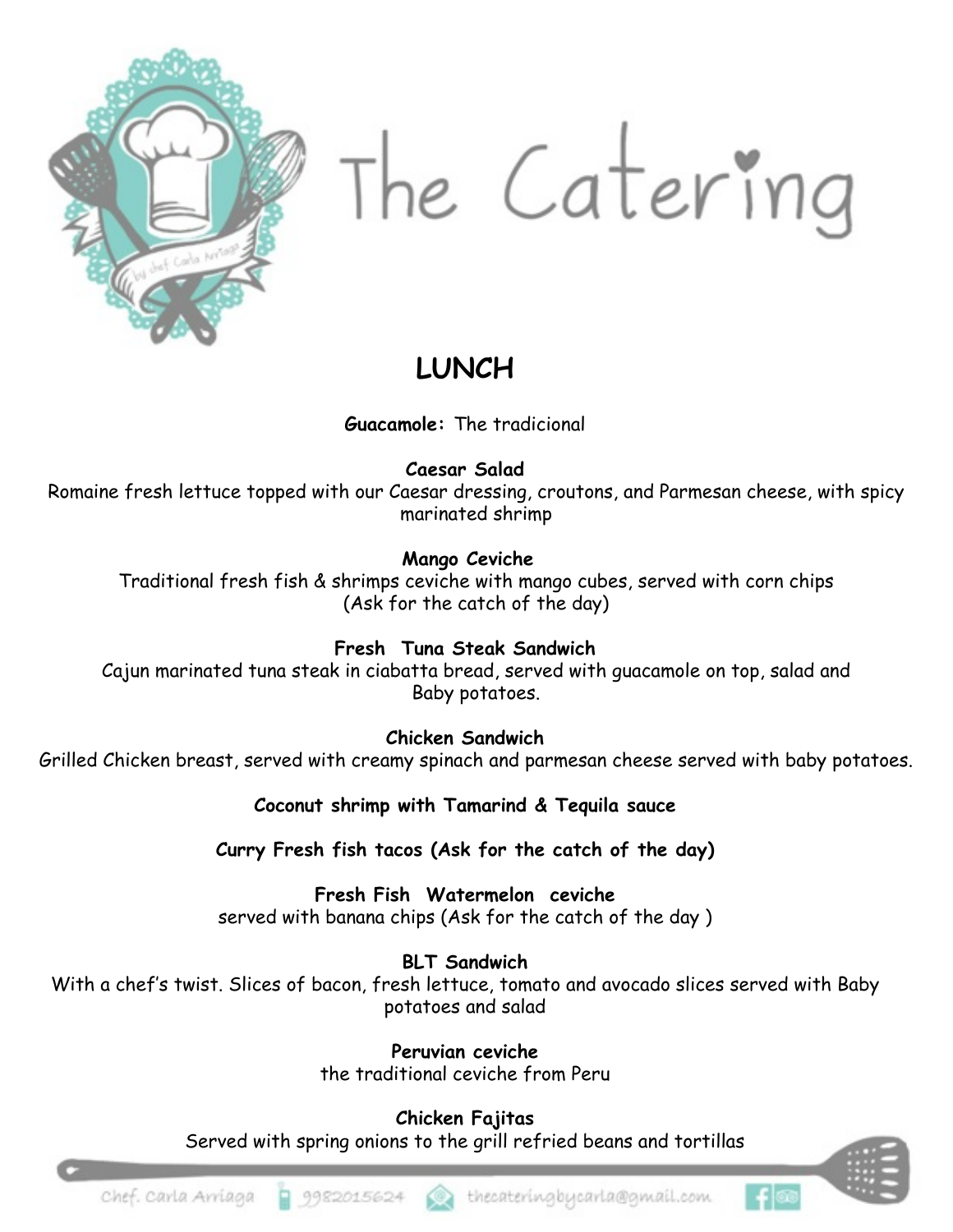# The Catering

## LUNCH

**Guacamole:** The tradicional

**Caesar Salad**
Romaine fresh lettuce topped with our Caesar dressing, croutons, and Parmesan cheese, with spicy marinated shrimp

**Mango Ceviche**
Traditional fresh fish & shrimps ceviche with mango cubes, served with corn chips
(Ask for the catch of the day)

**Fresh Tuna Steak Sandwich**
Cajun marinated tuna steak in ciabatta bread, served with guacamole on top, salad and Baby potatoes.

**Chicken Sandwich**
Grilled Chicken breast, served with creamy spinach and parmesan cheese served with baby potatoes.

**Coconut shrimp with Tamarind & Tequila sauce**

**Curry Fresh fish tacos (Ask for the catch of the day)**

**Fresh Fish Watermelon ceviche**
served with banana chips (Ask for the catch of the day )

**BLT Sandwich**
With a chef's twist. Slices of bacon, fresh lettuce, tomato and avocado slices served with Baby potatoes and salad

**Peruvian ceviche**
the traditional ceviche from Peru

**Chicken Fajitas**
Served with spring onions to the grill refried beans and tortillas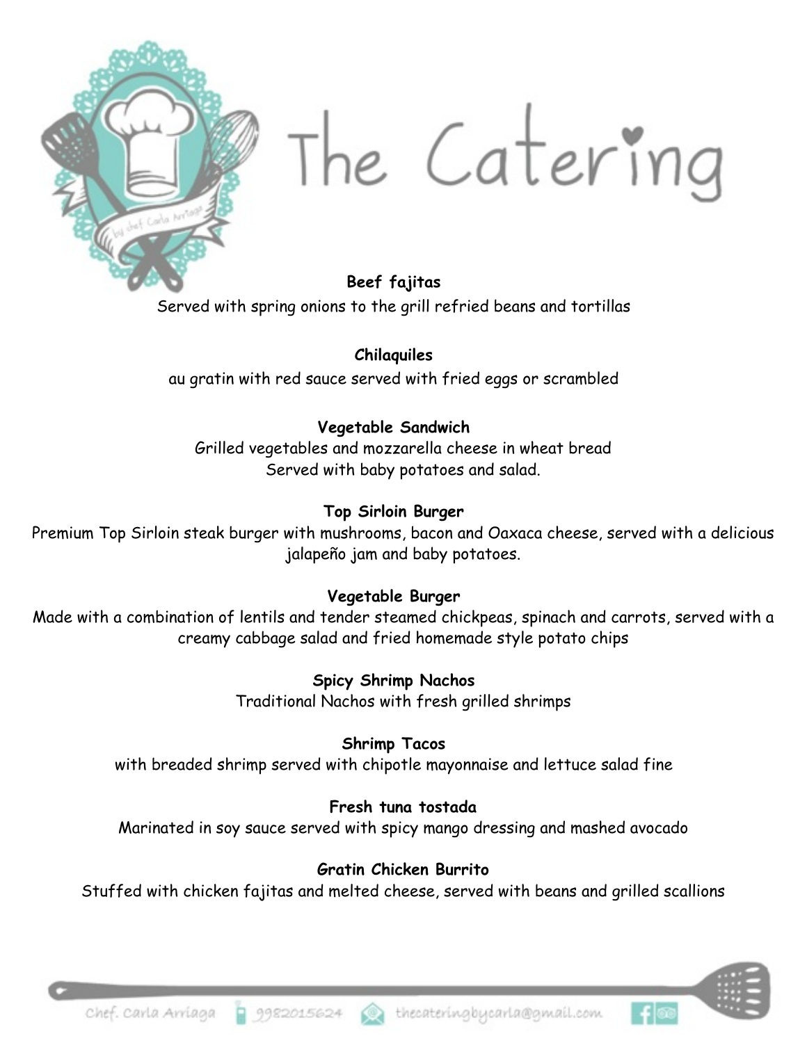# The Catering

**Beef fajitas**

Served with spring onions to the grill refried beans and tortillas

**Chilaquiles**

au gratin with red sauce served with fried eggs or scrambled

**Vegetable Sandwich**

Grilled vegetables and mozzarella cheese in wheat bread
Served with baby potatoes and salad.

**Top Sirloin Burger**

Premium Top Sirloin steak burger with mushrooms, bacon and Oaxaca cheese, served with a delicious jalapeño jam and baby potatoes.

**Vegetable Burger**

Made with a combination of lentils and tender steamed chickpeas, spinach and carrots, served with a creamy cabbage salad and fried homemade style potato chips

**Spicy Shrimp Nachos**

Traditional Nachos with fresh grilled shrimps

**Shrimp Tacos**

with breaded shrimp served with chipotle mayonnaise and lettuce salad fine

**Fresh tuna tostada**

Marinated in soy sauce served with spicy mango dressing and mashed avocado

**Gratin Chicken Burrito**

Stuffed with chicken fajitas and melted cheese, served with beans and grilled scallions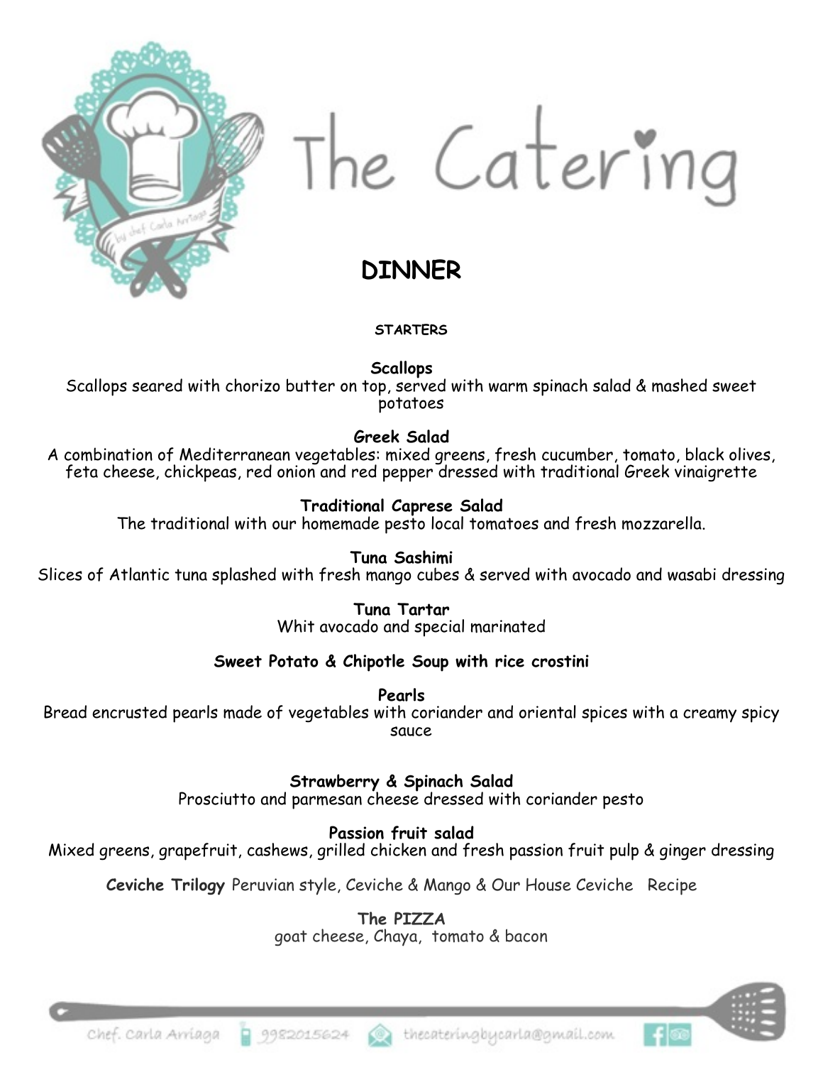# The Catering

## DINNER

### STARTERS

**Scallops**
Scallops seared with chorizo butter on top, served with warm spinach salad & mashed sweet potatoes

**Greek Salad**
A combination of Mediterranean vegetables: mixed greens, fresh cucumber, tomato, black olives, feta cheese, chickpeas, red onion and red pepper dressed with traditional Greek vinaigrette

**Traditional Caprese Salad**
The traditional with our homemade pesto local tomatoes and fresh mozzarella.

**Tuna Sashimi**
Slices of Atlantic tuna splashed with fresh mango cubes & served with avocado and wasabi dressing

**Tuna Tartar**
Whit avocado and special marinated

**Sweet Potato & Chipotle Soup with rice crostini**

**Pearls**
Bread encrusted pearls made of vegetables with coriander and oriental spices with a creamy spicy sauce

**Strawberry & Spinach Salad**
Prosciutto and parmesan cheese dressed with coriander pesto

**Passion fruit salad**
Mixed greens, grapefruit, cashews, grilled chicken and fresh passion fruit pulp & ginger dressing

**Ceviche Trilogy** Peruvian style, Ceviche & Mango & Our House Ceviche Recipe

**The PIZZA**
goat cheese, Chaya, tomato & bacon

Chef. Carla Arriaga 9982015624 thecateringbycarla@gmail.com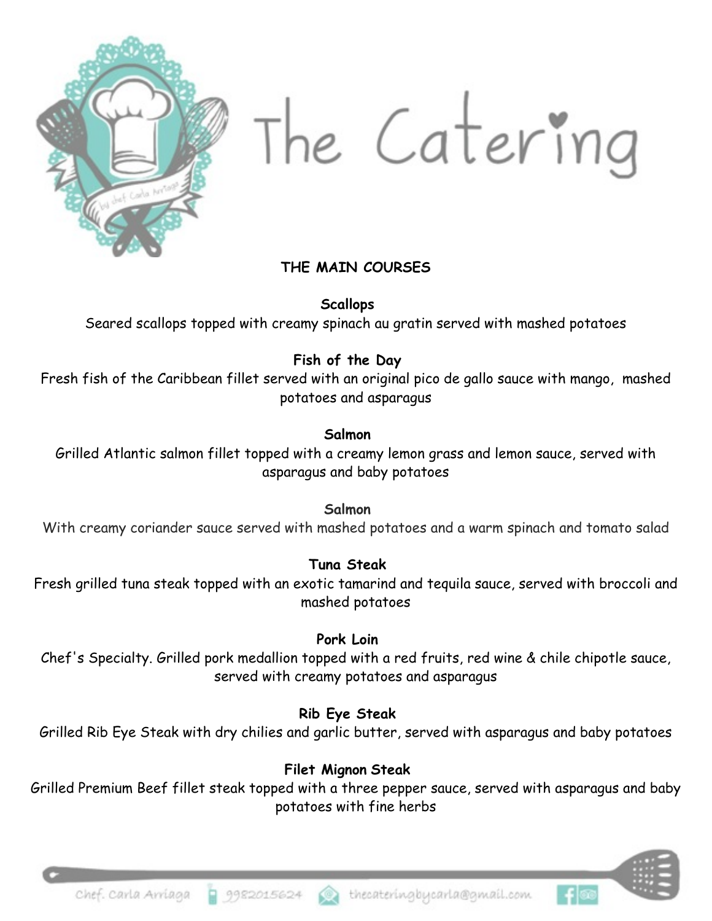# The Catering

## THE MAIN COURSES

**Scallops**
Seared scallops topped with creamy spinach au gratin served with mashed potatoes

**Fish of the Day**
Fresh fish of the Caribbean fillet served with an original pico de gallo sauce with mango, mashed potatoes and asparagus

**Salmon**
Grilled Atlantic salmon fillet topped with a creamy lemon grass and lemon sauce, served with asparagus and baby potatoes

**Salmon**
With creamy coriander sauce served with mashed potatoes and a warm spinach and tomato salad

**Tuna Steak**
Fresh grilled tuna steak topped with an exotic tamarind and tequila sauce, served with broccoli and mashed potatoes

**Pork Loin**
Chef's Specialty. Grilled pork medallion topped with a red fruits, red wine & chile chipotle sauce, served with creamy potatoes and asparagus

**Rib Eye Steak**
Grilled Rib Eye Steak with dry chilies and garlic butter, served with asparagus and baby potatoes

**Filet Mignon Steak**
Grilled Premium Beef fillet steak topped with a three pepper sauce, served with asparagus and baby potatoes with fine herbs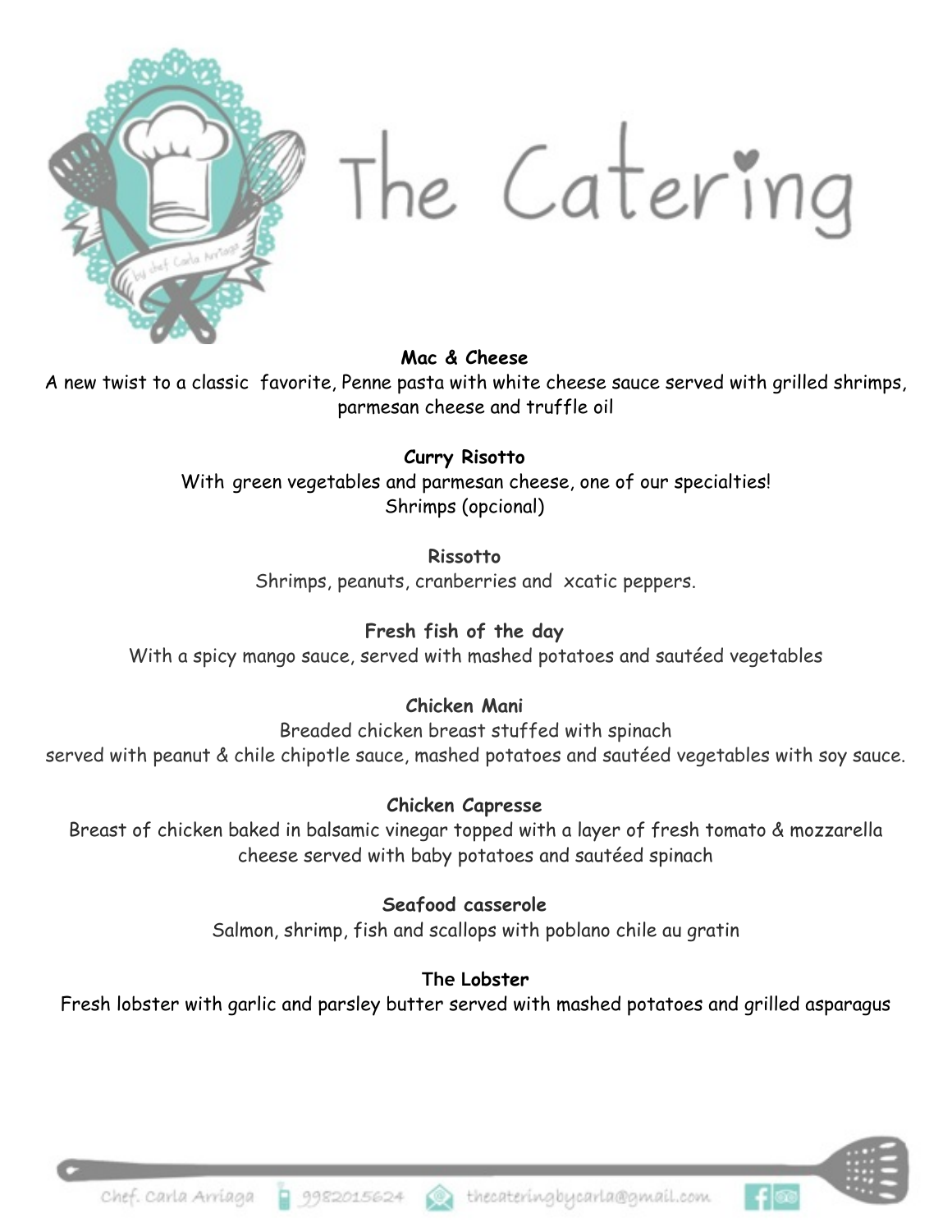# The Catering

**Mac & Cheese**
A new twist to a classic favorite, Penne pasta with white cheese sauce served with grilled shrimps, parmesan cheese and truffle oil

**Curry Risotto**
With green vegetables and parmesan cheese, one of our specialties!
Shrimps (opcional)

**Rissotto**
Shrimps, peanuts, cranberries and xcatic peppers.

**Fresh fish of the day**
With a spicy mango sauce, served with mashed potatoes and sautéed vegetables

**Chicken Mani**
Breaded chicken breast stuffed with spinach
served with peanut & chile chipotle sauce, mashed potatoes and sautéed vegetables with soy sauce.

**Chicken Capresse**
Breast of chicken baked in balsamic vinegar topped with a layer of fresh tomato & mozzarella cheese served with baby potatoes and sautéed spinach

**Seafood casserole**
Salmon, shrimp, fish and scallops with poblano chile au gratin

**The Lobster**
Fresh lobster with garlic and parsley butter served with mashed potatoes and grilled asparagus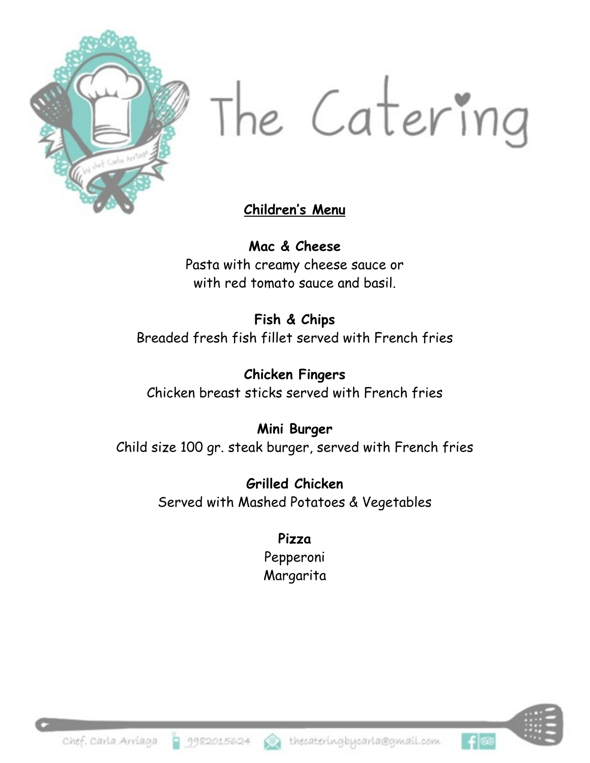The Catering

## Children's Menu

**Mac & Cheese**
Pasta with creamy cheese sauce or
with red tomato sauce and basil.

**Fish & Chips**
Breaded fresh fish fillet served with French fries

**Chicken Fingers**
Chicken breast sticks served with French fries

**Mini Burger**
Child size 100 gr. steak burger, served with French fries

**Grilled Chicken**
Served with Mashed Potatoes & Vegetables

**Pizza**
Pepperoni
Margarita

Chef. Carla Arriaga 9982015624 thecateringbycarla@gmail.com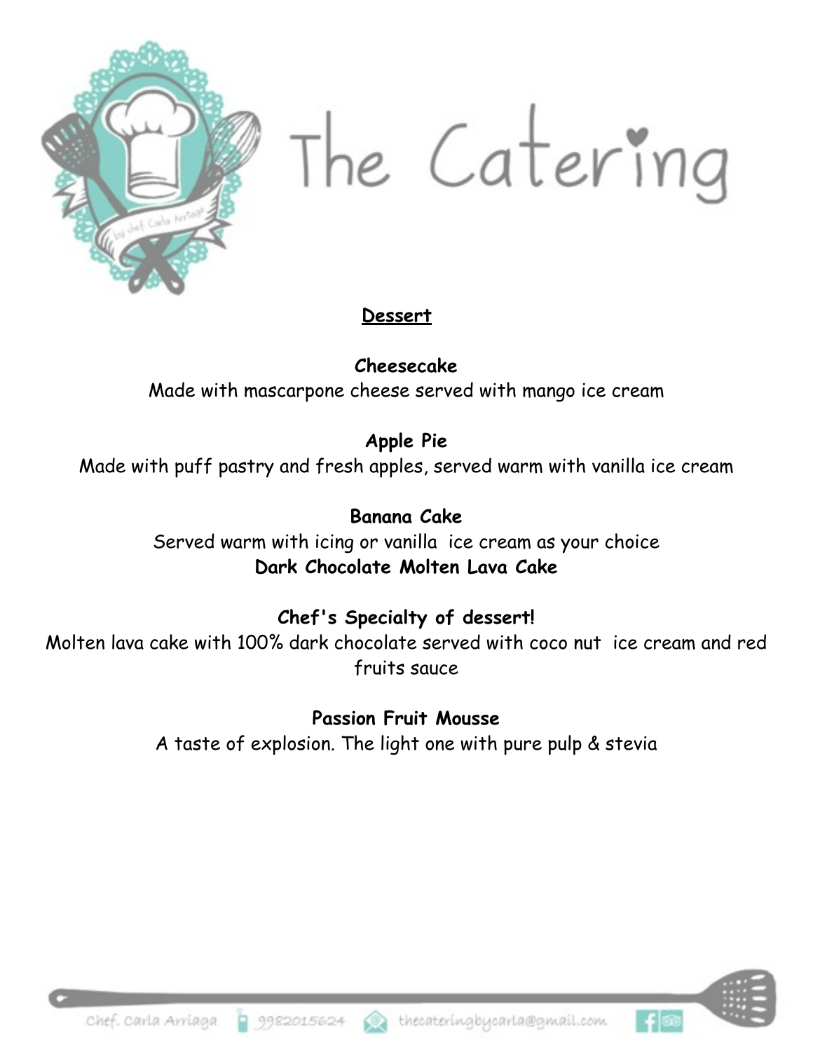# The Catering

## Dessert

**Cheesecake**
Made with mascarpone cheese served with mango ice cream

**Apple Pie**
Made with puff pastry and fresh apples, served warm with vanilla ice cream

**Banana Cake**
Served warm with icing or vanilla  ice cream as your choice
**Dark Chocolate Molten Lava Cake**

**Chef's Specialty of dessert!**
Molten lava cake with 100% dark chocolate served with coco nut  ice cream and red fruits sauce

**Passion Fruit Mousse**
A taste of explosion. The light one with pure pulp & stevia

Chef. Carla Arriaga 9982015624 thecateringbycarla@gmail.com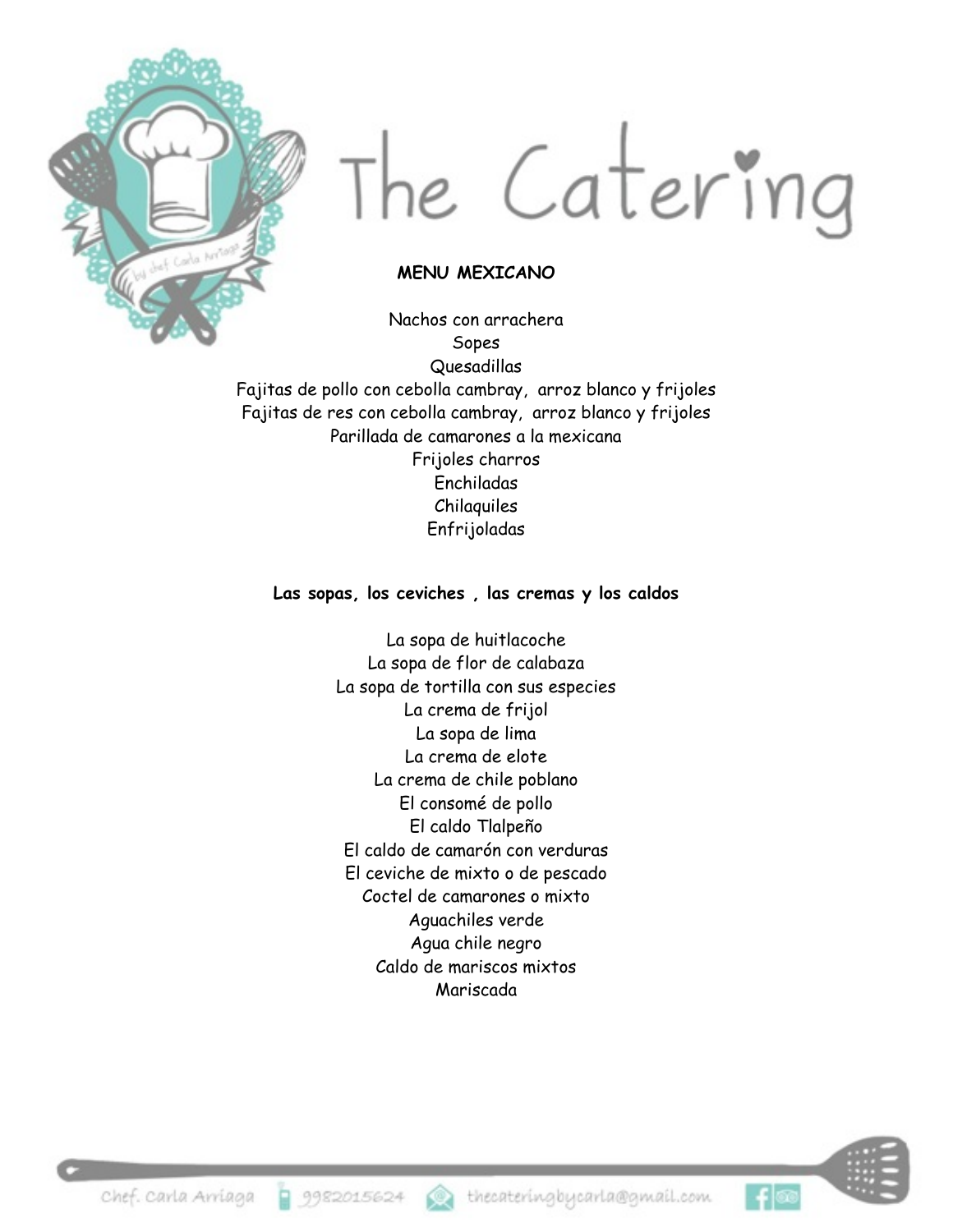# The Catering

**MENU MEXICANO**

Nachos con arrachera
Sopes
Quesadillas
Fajitas de pollo con cebolla cambray, arroz blanco y frijoles
Fajitas de res con cebolla cambray, arroz blanco y frijoles
Parillada de camarones a la mexicana
Frijoles charros
Enchiladas
Chilaquiles
Enfrijoladas

**Las sopas, los ceviches , las cremas y los caldos**

La sopa de huitlacoche
La sopa de flor de calabaza
La sopa de tortilla con sus especies
La crema de frijol
La sopa de lima
La crema de elote
La crema de chile poblano
El consomé de pollo
El caldo Tlalpeño
El caldo de camarón con verduras
El ceviche de mixto o de pescado
Coctel de camarones o mixto
Aguachiles verde
Agua chile negro
Caldo de mariscos mixtos
Mariscada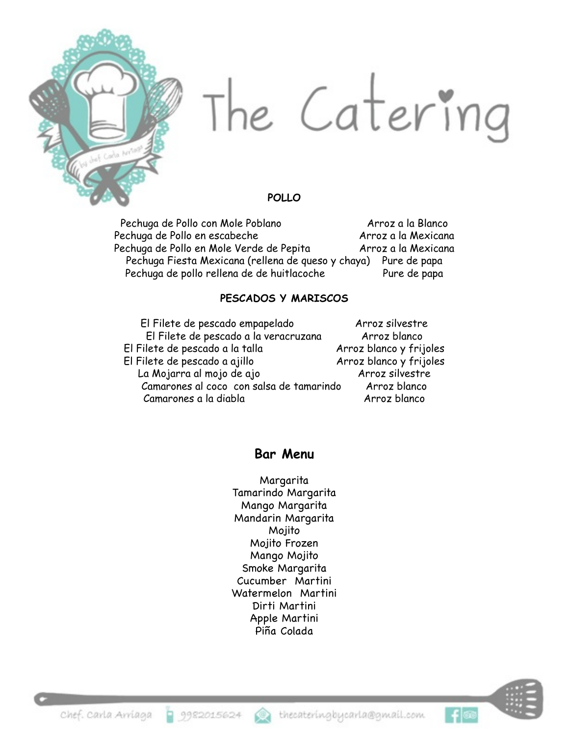# The Catering

## POLLO

| | |
|---|---|
| Pechuga de Pollo con Mole Poblano | Arroz a la Blanco |
| Pechuga de Pollo en escabeche | Arroz a la Mexicana |
| Pechuga de Pollo en Mole Verde de Pepita | Arroz a la Mexicana |
| Pechuga Fiesta Mexicana (rellena de queso y chaya) | Pure de papa |
| Pechuga de pollo rellena de de huitlacoche | Pure de papa |

## PESCADOS Y MARISCOS

| | |
|---|---|
| El Filete de pescado empapelado | Arroz silvestre |
| El Filete de pescado a la veracruzana | Arroz blanco |
| El Filete de pescado a la talla | Arroz blanco y frijoles |
| El Filete de pescado a ajillo | Arroz blanco y frijoles |
| La Mojarra al mojo de ajo | Arroz silvestre |
| Camarones al coco con salsa de tamarindo | Arroz blanco |
| Camarones a la diabla | Arroz blanco |

## Bar Menu

Margarita
Tamarindo Margarita
Mango Margarita
Mandarin Margarita
Mojito
Mojito Frozen
Mango Mojito
Smoke Margarita
Cucumber Martini
Watermelon Martini
Dirti Martini
Apple Martini
Piña Colada

Chef. Carla Arriaga 9982015624 thecateringbycarla@gmail.com